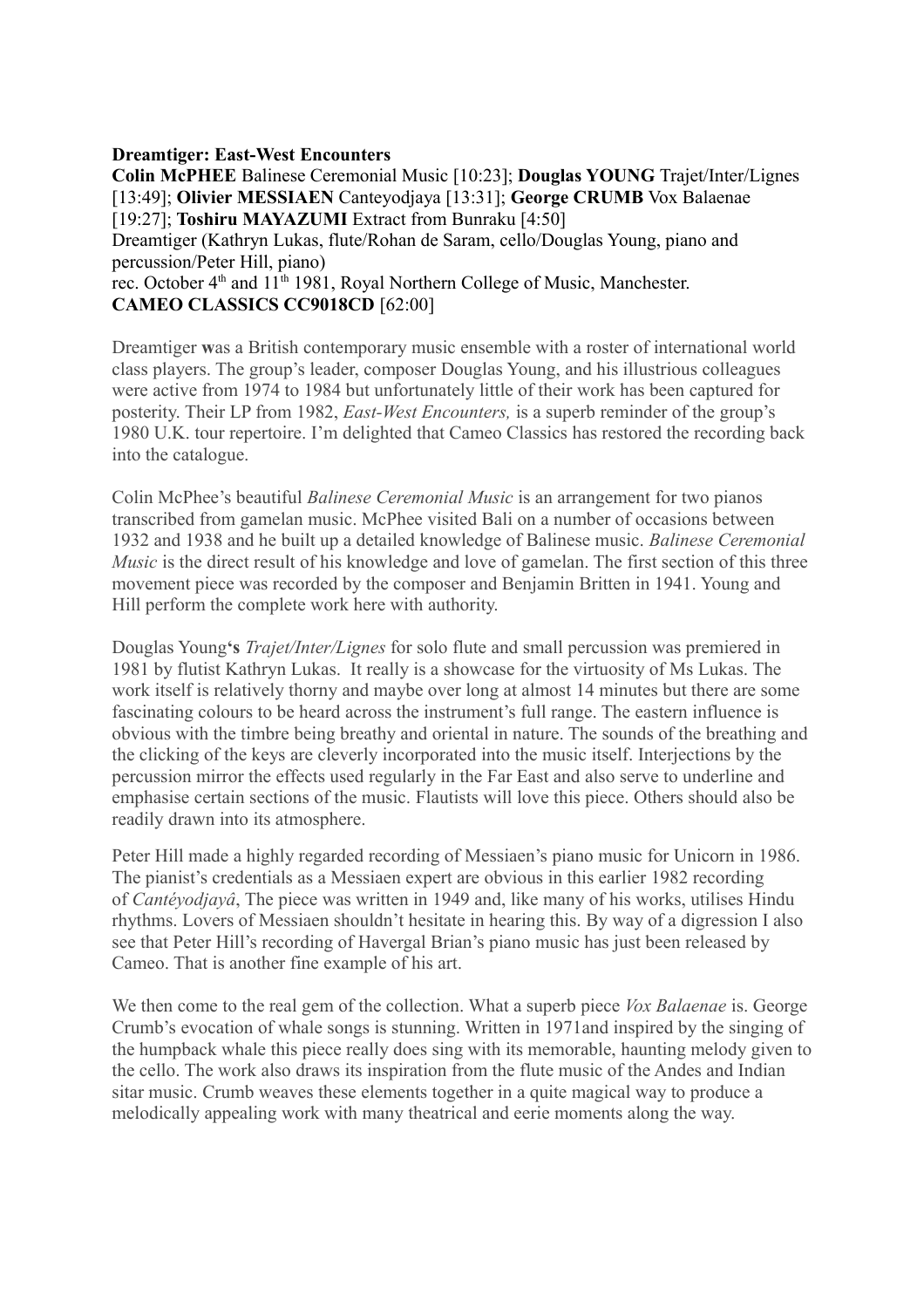**Dreamtiger: East-West Encounters**

**Colin McPHEE** Balinese Ceremonial Music [10:23]; **Douglas YOUNG** Trajet/Inter/Lignes [13:49]; **Olivier MESSIAEN** Canteyodjaya [13:31]; **George CRUMB** Vox Balaenae [19:27]; **Toshiru MAYAZUMI** Extract from Bunraku [4:50]

Dreamtiger (Kathryn Lukas, flute/Rohan de Saram, cello/Douglas Young, piano and percussion/Peter Hill, piano)

rec. October 4th and 11th 1981, Royal Northern College of Music, Manchester.

**CAMEO CLASSICS CC9018CD** [62:00]

Dreamtiger **w**as a British contemporary music ensemble with a roster of international world class players. The group's leader, composer Douglas Young, and his illustrious colleagues were active from 1974 to 1984 but unfortunately little of their work has been captured for posterity. Their LP from 1982, *East-West Encounters,* is a superb reminder of the group's 1980 U.K. tour repertoire. I'm delighted that Cameo Classics has restored the recording back into the catalogue.

Colin McPhee's beautiful *Balinese Ceremonial Music* is an arrangement for two pianos transcribed from gamelan music. McPhee visited Bali on a number of occasions between 1932 and 1938 and he built up a detailed knowledge of Balinese music. *Balinese Ceremonial Music* is the direct result of his knowledge and love of gamelan. The first section of this three movement piece was recorded by the composer and Benjamin Britten in 1941. Young and Hill perform the complete work here with authority.

Douglas Young**'s** *Trajet/Inter/Lignes* for solo flute and small percussion was premiered in 1981 by flutist Kathryn Lukas. It really is a showcase for the virtuosity of Ms Lukas. The work itself is relatively thorny and maybe over long at almost 14 minutes but there are some fascinating colours to be heard across the instrument's full range. The eastern influence is obvious with the timbre being breathy and oriental in nature. The sounds of the breathing and the clicking of the keys are cleverly incorporated into the music itself. Interjections by the percussion mirror the effects used regularly in the Far East and also serve to underline and emphasise certain sections of the music. Flautists will love this piece. Others should also be readily drawn into its atmosphere.

Peter Hill made a highly regarded recording of Messiaen's piano music for Unicorn in 1986. The pianist's credentials as a Messiaen expert are obvious in this earlier 1982 recording of *Cantéyodjayâ*, The piece was written in 1949 and, like many of his works, utilises Hindu rhythms. Lovers of Messiaen shouldn't hesitate in hearing this. By way of a digression I also see that Peter Hill's recording of Havergal Brian's piano music has just been released by Cameo. That is another fine example of his art.

We then come to the real gem of the collection. What a superb piece *Vox Balaenae* is. George Crumb's evocation of whale songs is stunning. Written in 1971and inspired by the singing of the humpback whale this piece really does sing with its memorable, haunting melody given to the cello. The work also draws its inspiration from the flute music of the Andes and Indian sitar music. Crumb weaves these elements together in a quite magical way to produce a melodically appealing work with many theatrical and eerie moments along the way.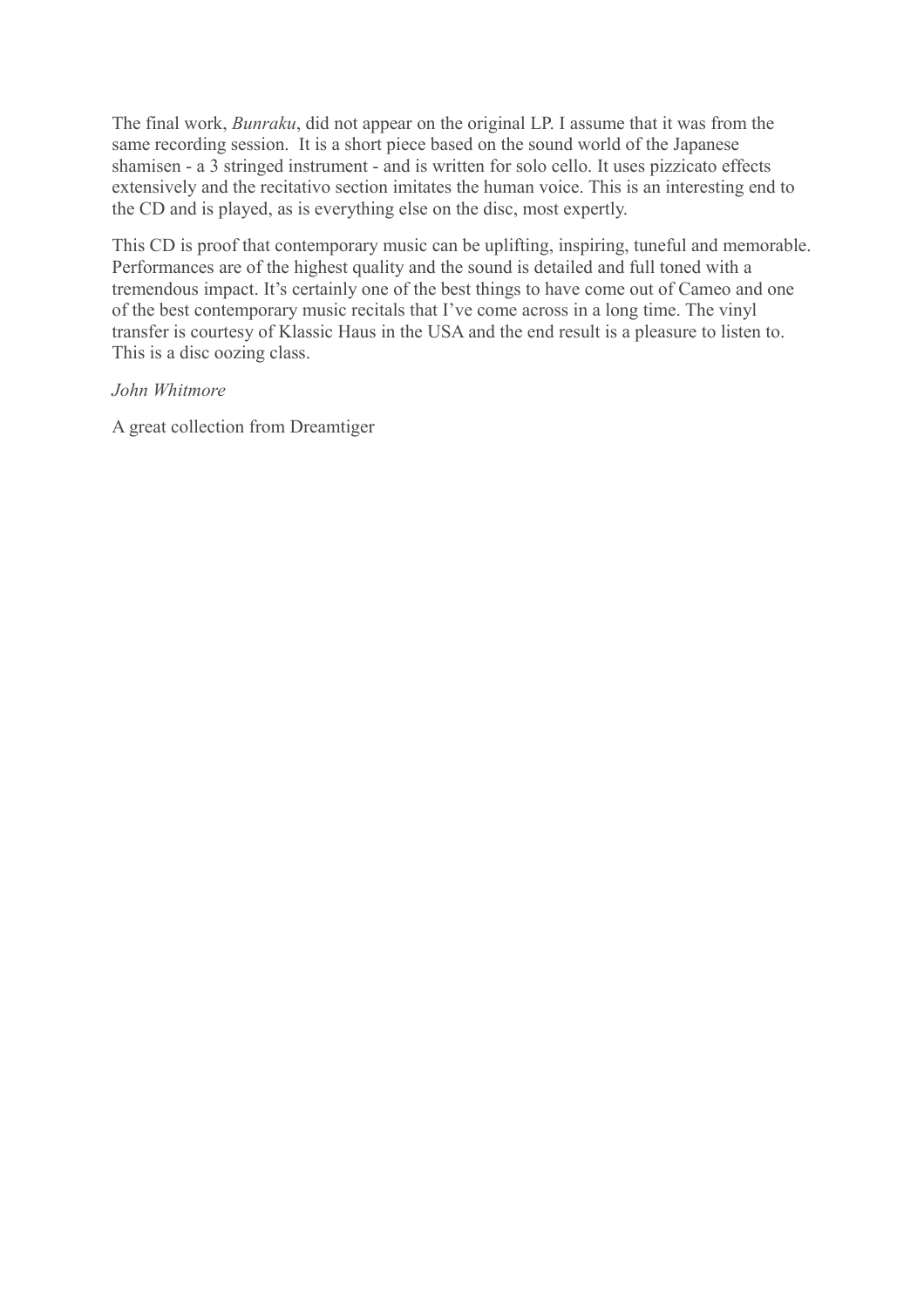The final work, *Bunraku*, did not appear on the original LP. I assume that it was from the same recording session. It is a short piece based on the sound world of the Japanese shamisen - a 3 stringed instrument - and is written for solo cello. It uses pizzicato effects extensively and the recitativo section imitates the human voice. This is an interesting end to the CD and is played, as is everything else on the disc, most expertly.

This CD is proof that contemporary music can be uplifting, inspiring, tuneful and memorable. Performances are of the highest quality and the sound is detailed and full toned with a tremendous impact. It's certainly one of the best things to have come out of Cameo and one of the best contemporary music recitals that I've come across in a long time. The vinyl transfer is courtesy of Klassic Haus in the USA and the end result is a pleasure to listen to. This is a disc oozing class.

*John Whitmore*

A great collection from Dreamtiger